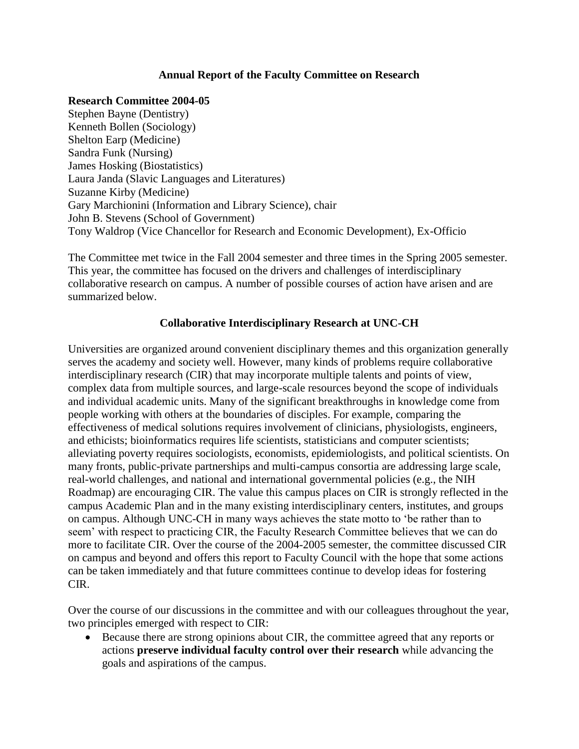# Annual Report of the Faculty Committee on Research

**Research Committee 2004-05**

Stephen Bayne (Dentistry)
Kenneth Bollen (Sociology)
Shelton Earp (Medicine)
Sandra Funk (Nursing)
James Hosking (Biostatistics)
Laura Janda (Slavic Languages and Literatures)
Suzanne Kirby (Medicine)
Gary Marchionini (Information and Library Science), chair
John B. Stevens (School of Government)
Tony Waldrop (Vice Chancellor for Research and Economic Development), Ex-Officio

The Committee met twice in the Fall 2004 semester and three times in the Spring 2005 semester. This year, the committee has focused on the drivers and challenges of interdisciplinary collaborative research on campus. A number of possible courses of action have arisen and are summarized below.

## Collaborative Interdisciplinary Research at UNC-CH

Universities are organized around convenient disciplinary themes and this organization generally serves the academy and society well. However, many kinds of problems require collaborative interdisciplinary research (CIR) that may incorporate multiple talents and points of view, complex data from multiple sources, and large-scale resources beyond the scope of individuals and individual academic units. Many of the significant breakthroughs in knowledge come from people working with others at the boundaries of disciples. For example, comparing the effectiveness of medical solutions requires involvement of clinicians, physiologists, engineers, and ethicists; bioinformatics requires life scientists, statisticians and computer scientists; alleviating poverty requires sociologists, economists, epidemiologists, and political scientists. On many fronts, public-private partnerships and multi-campus consortia are addressing large scale, real-world challenges, and national and international governmental policies (e.g., the NIH Roadmap) are encouraging CIR. The value this campus places on CIR is strongly reflected in the campus Academic Plan and in the many existing interdisciplinary centers, institutes, and groups on campus. Although UNC-CH in many ways achieves the state motto to 'be rather than to seem' with respect to practicing CIR, the Faculty Research Committee believes that we can do more to facilitate CIR. Over the course of the 2004-2005 semester, the committee discussed CIR on campus and beyond and offers this report to Faculty Council with the hope that some actions can be taken immediately and that future committees continue to develop ideas for fostering CIR.

Over the course of our discussions in the committee and with our colleagues throughout the year, two principles emerged with respect to CIR:

- Because there are strong opinions about CIR, the committee agreed that any reports or actions **preserve individual faculty control over their research** while advancing the goals and aspirations of the campus.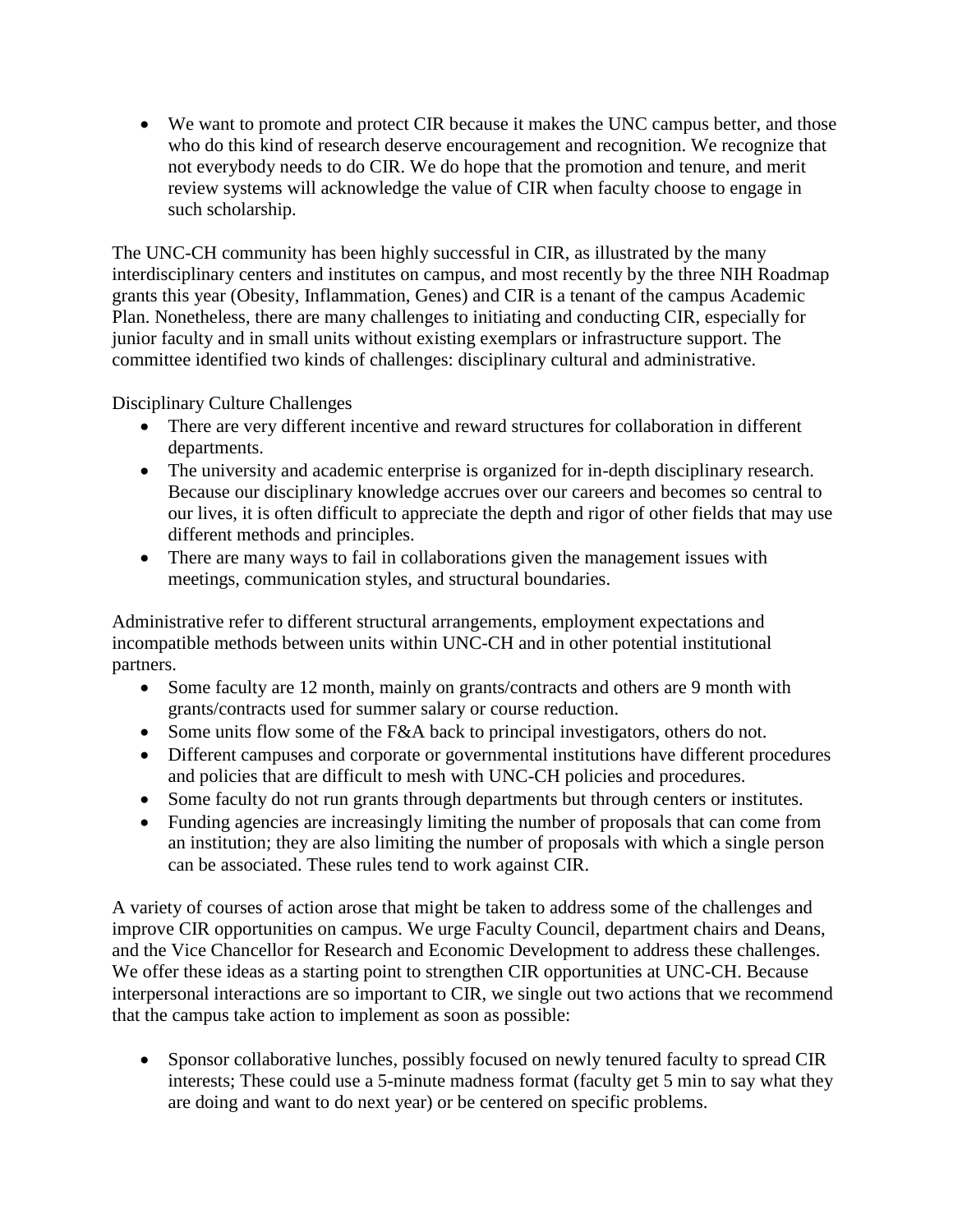- We want to promote and protect CIR because it makes the UNC campus better, and those who do this kind of research deserve encouragement and recognition. We recognize that not everybody needs to do CIR. We do hope that the promotion and tenure, and merit review systems will acknowledge the value of CIR when faculty choose to engage in such scholarship.

The UNC-CH community has been highly successful in CIR, as illustrated by the many interdisciplinary centers and institutes on campus, and most recently by the three NIH Roadmap grants this year (Obesity, Inflammation, Genes) and CIR is a tenant of the campus Academic Plan. Nonetheless, there are many challenges to initiating and conducting CIR, especially for junior faculty and in small units without existing exemplars or infrastructure support. The committee identified two kinds of challenges: disciplinary cultural and administrative.

Disciplinary Culture Challenges

- There are very different incentive and reward structures for collaboration in different departments.
- The university and academic enterprise is organized for in-depth disciplinary research. Because our disciplinary knowledge accrues over our careers and becomes so central to our lives, it is often difficult to appreciate the depth and rigor of other fields that may use different methods and principles.
- There are many ways to fail in collaborations given the management issues with meetings, communication styles, and structural boundaries.

Administrative refer to different structural arrangements, employment expectations and incompatible methods between units within UNC-CH and in other potential institutional partners.

- Some faculty are 12 month, mainly on grants/contracts and others are 9 month with grants/contracts used for summer salary or course reduction.
- Some units flow some of the F&A back to principal investigators, others do not.
- Different campuses and corporate or governmental institutions have different procedures and policies that are difficult to mesh with UNC-CH policies and procedures.
- Some faculty do not run grants through departments but through centers or institutes.
- Funding agencies are increasingly limiting the number of proposals that can come from an institution; they are also limiting the number of proposals with which a single person can be associated. These rules tend to work against CIR.

A variety of courses of action arose that might be taken to address some of the challenges and improve CIR opportunities on campus. We urge Faculty Council, department chairs and Deans, and the Vice Chancellor for Research and Economic Development to address these challenges. We offer these ideas as a starting point to strengthen CIR opportunities at UNC-CH. Because interpersonal interactions are so important to CIR, we single out two actions that we recommend that the campus take action to implement as soon as possible:

- Sponsor collaborative lunches, possibly focused on newly tenured faculty to spread CIR interests; These could use a 5-minute madness format (faculty get 5 min to say what they are doing and want to do next year) or be centered on specific problems.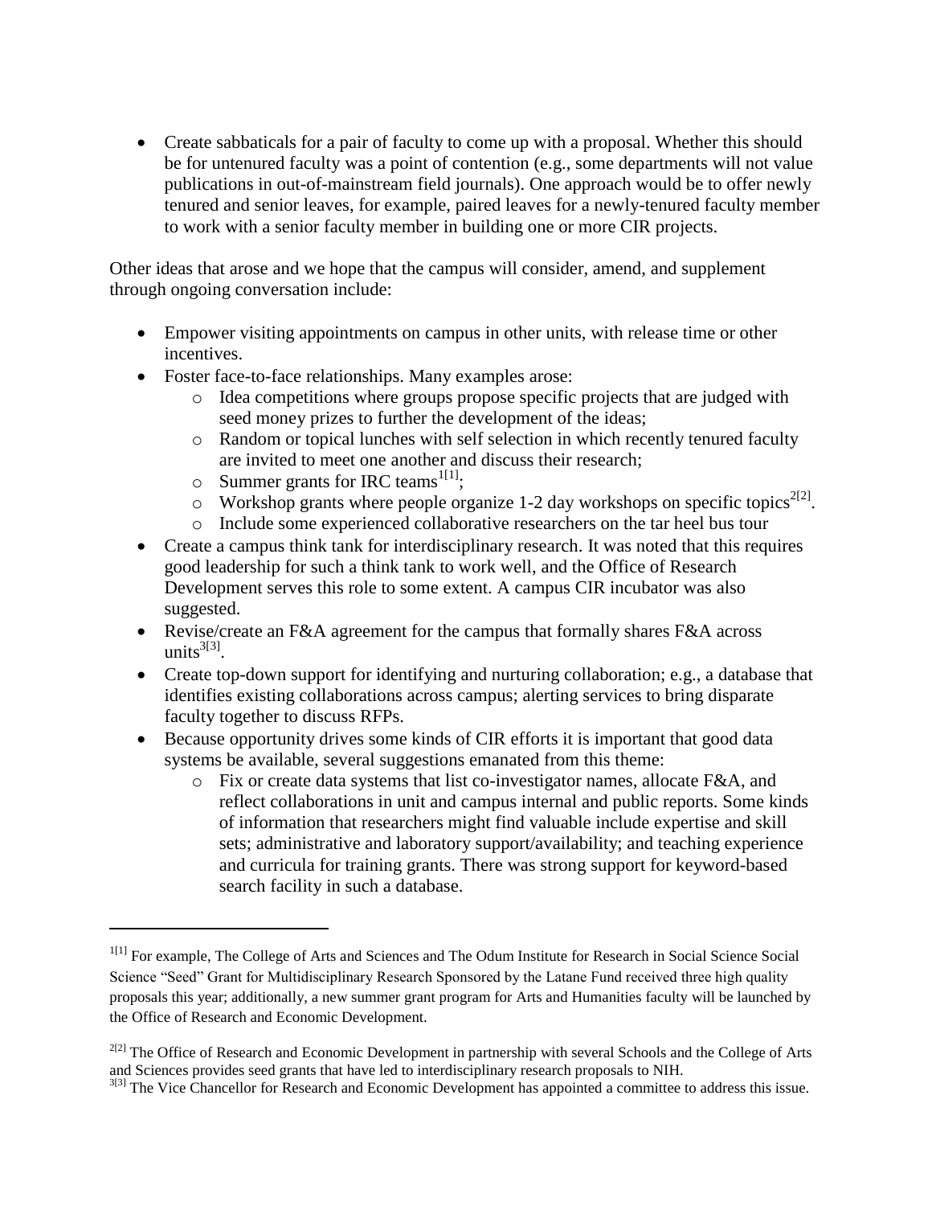- Create sabbaticals for a pair of faculty to come up with a proposal. Whether this should be for untenured faculty was a point of contention (e.g., some departments will not value publications in out-of-mainstream field journals). One approach would be to offer newly tenured and senior leaves, for example, paired leaves for a newly-tenured faculty member to work with a senior faculty member in building one or more CIR projects.

Other ideas that arose and we hope that the campus will consider, amend, and supplement through ongoing conversation include:

- Empower visiting appointments on campus in other units, with release time or other incentives.
- Foster face-to-face relationships. Many examples arose:
  - Idea competitions where groups propose specific projects that are judged with seed money prizes to further the development of the ideas;
  - Random or topical lunches with self selection in which recently tenured faculty are invited to meet one another and discuss their research;
  - Summer grants for IRC teams[1[1]];
  - Workshop grants where people organize 1-2 day workshops on specific topics[2[2]].
  - Include some experienced collaborative researchers on the tar heel bus tour
- Create a campus think tank for interdisciplinary research. It was noted that this requires good leadership for such a think tank to work well, and the Office of Research Development serves this role to some extent. A campus CIR incubator was also suggested.
- Revise/create an F&A agreement for the campus that formally shares F&A across units[3[3]].
- Create top-down support for identifying and nurturing collaboration; e.g., a database that identifies existing collaborations across campus; alerting services to bring disparate faculty together to discuss RFPs.
- Because opportunity drives some kinds of CIR efforts it is important that good data systems be available, several suggestions emanated from this theme:
  - Fix or create data systems that list co-investigator names, allocate F&A, and reflect collaborations in unit and campus internal and public reports. Some kinds of information that researchers might find valuable include expertise and skill sets; administrative and laboratory support/availability; and teaching experience and curricula for training grants. There was strong support for keyword-based search facility in such a database.

---

[1[1]] For example, The College of Arts and Sciences and The Odum Institute for Research in Social Science Social Science "Seed" Grant for Multidisciplinary Research Sponsored by the Latane Fund received three high quality proposals this year; additionally, a new summer grant program for Arts and Humanities faculty will be launched by the Office of Research and Economic Development.

[2[2]] The Office of Research and Economic Development in partnership with several Schools and the College of Arts and Sciences provides seed grants that have led to interdisciplinary research proposals to NIH.

[3[3]] The Vice Chancellor for Research and Economic Development has appointed a committee to address this issue.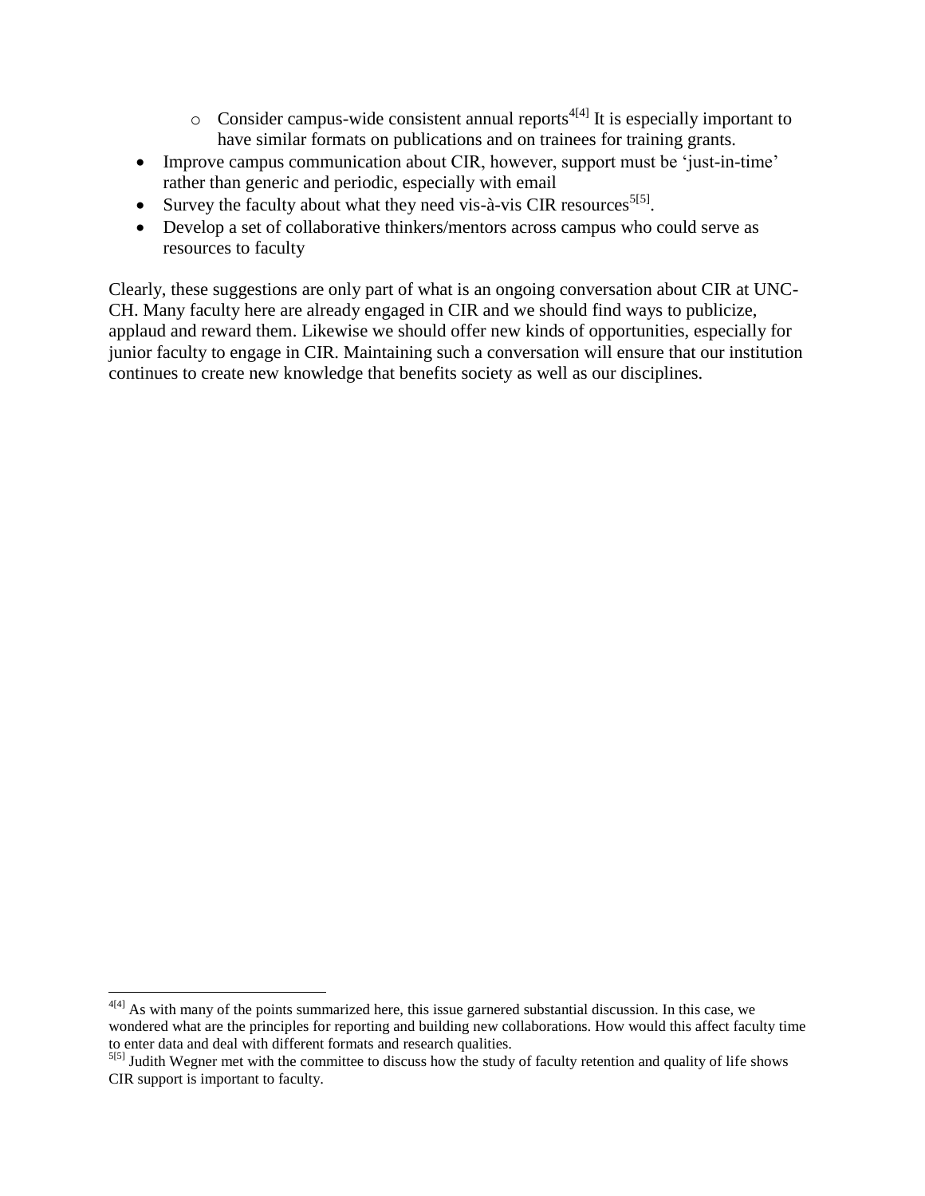- Consider campus-wide consistent annual reports[4[4]] It is especially important to have similar formats on publications and on trainees for training grants.
- Improve campus communication about CIR, however, support must be 'just-in-time' rather than generic and periodic, especially with email
- Survey the faculty about what they need vis-à-vis CIR resources[5[5]].
- Develop a set of collaborative thinkers/mentors across campus who could serve as resources to faculty

Clearly, these suggestions are only part of what is an ongoing conversation about CIR at UNC-CH. Many faculty here are already engaged in CIR and we should find ways to publicize, applaud and reward them. Likewise we should offer new kinds of opportunities, especially for junior faculty to engage in CIR. Maintaining such a conversation will ensure that our institution continues to create new knowledge that benefits society as well as our disciplines.

---

[4[4]] As with many of the points summarized here, this issue garnered substantial discussion. In this case, we wondered what are the principles for reporting and building new collaborations. How would this affect faculty time to enter data and deal with different formats and research qualities.

[5[5]] Judith Wegner met with the committee to discuss how the study of faculty retention and quality of life shows CIR support is important to faculty.